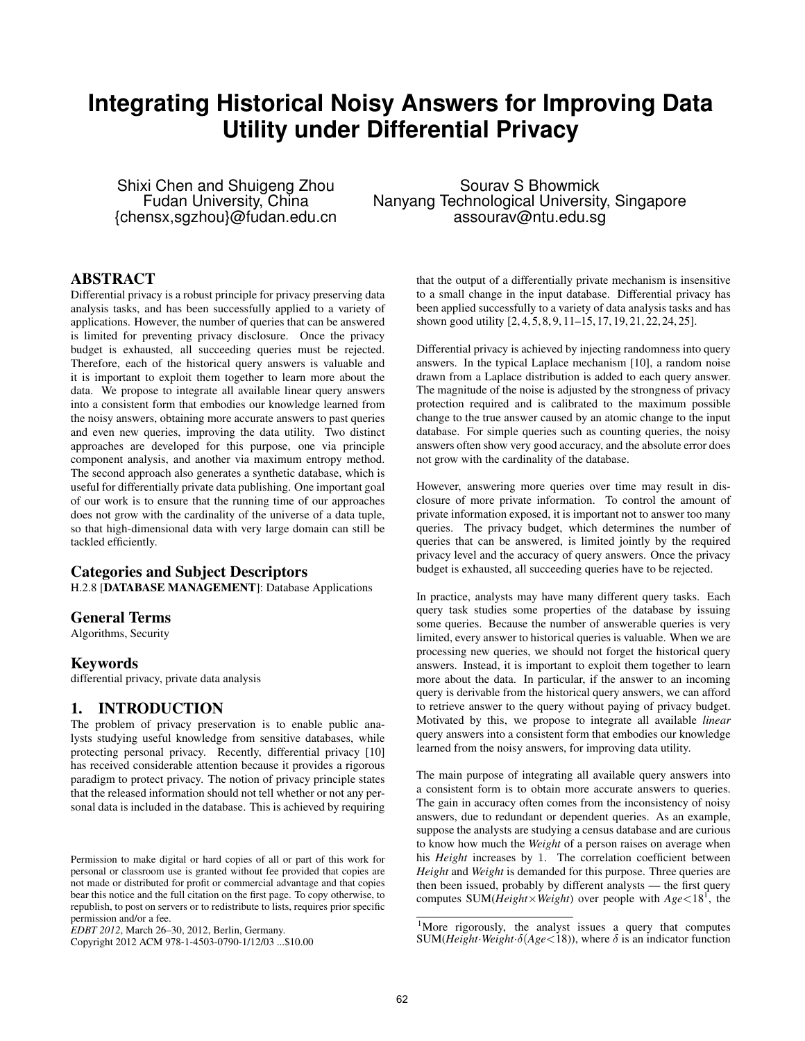# Integrating Historical Noisy Answers for Improving Data Utility under Differential Privacy

Shixi Chen and Shuigeng Zhou
Fudan University, China
{chensx,sgzhou}@fudan.edu.cn

Sourav S Bhowmick
Nanyang Technological University, Singapore
assourav@ntu.edu.sg

## ABSTRACT

Differential privacy is a robust principle for privacy preserving data analysis tasks, and has been successfully applied to a variety of applications. However, the number of queries that can be answered is limited for preventing privacy disclosure. Once the privacy budget is exhausted, all succeeding queries must be rejected. Therefore, each of the historical query answers is valuable and it is important to exploit them together to learn more about the data. We propose to integrate all available linear query answers into a consistent form that embodies our knowledge learned from the noisy answers, obtaining more accurate answers to past queries and even new queries, improving the data utility. Two distinct approaches are developed for this purpose, one via principle component analysis, and another via maximum entropy method. The second approach also generates a synthetic database, which is useful for differentially private data publishing. One important goal of our work is to ensure that the running time of our approaches does not grow with the cardinality of the universe of a data tuple, so that high-dimensional data with very large domain can still be tackled efficiently.

### Categories and Subject Descriptors

H.2.8 [**DATABASE MANAGEMENT**]: Database Applications

### General Terms

Algorithms, Security

### Keywords

differential privacy, private data analysis

## 1. INTRODUCTION

The problem of privacy preservation is to enable public analysts studying useful knowledge from sensitive databases, while protecting personal privacy. Recently, differential privacy [10] has received considerable attention because it provides a rigorous paradigm to protect privacy. The notion of privacy principle states that the released information should not tell whether or not any personal data is included in the database. This is achieved by requiring that the output of a differentially private mechanism is insensitive to a small change in the input database. Differential privacy has been applied successfully to a variety of data analysis tasks and has shown good utility [2, 4, 5, 8, 9, 11–15, 17, 19, 21, 22, 24, 25].

Differential privacy is achieved by injecting randomness into query answers. In the typical Laplace mechanism [10], a random noise drawn from a Laplace distribution is added to each query answer. The magnitude of the noise is adjusted by the strongness of privacy protection required and is calibrated to the maximum possible change to the true answer caused by an atomic change to the input database. For simple queries such as counting queries, the noisy answers often show very good accuracy, and the absolute error does not grow with the cardinality of the database.

However, answering more queries over time may result in disclosure of more private information. To control the amount of private information exposed, it is important not to answer too many queries. The privacy budget, which determines the number of queries that can be answered, is limited jointly by the required privacy level and the accuracy of query answers. Once the privacy budget is exhausted, all succeeding queries have to be rejected.

In practice, analysts may have many different query tasks. Each query task studies some properties of the database by issuing some queries. Because the number of answerable queries is very limited, every answer to historical queries is valuable. When we are processing new queries, we should not forget the historical query answers. Instead, it is important to exploit them together to learn more about the data. In particular, if the answer to an incoming query is derivable from the historical query answers, we can afford to retrieve answer to the query without paying of privacy budget. Motivated by this, we propose to integrate all available *linear* query answers into a consistent form that embodies our knowledge learned from the noisy answers, for improving data utility.

The main purpose of integrating all available query answers into a consistent form is to obtain more accurate answers to queries. The gain in accuracy often comes from the inconsistency of noisy answers, due to redundant or dependent queries. As an example, suppose the analysts are studying a census database and are curious to know how much the *Weight* of a person raises on average when his *Height* increases by 1. The correlation coefficient between *Height* and *Weight* is demanded for this purpose. Three queries are then been issued, probably by different analysts — the first query computes SUM(*Height*×*Weight*) over people with *Age*<18[1], the

[1] More rigorously, the analyst issues a query that computes SUM(*Height*·*Weight*·$\delta$(*Age*<18)), where $\delta$ is an indicator function

Permission to make digital or hard copies of all or part of this work for personal or classroom use is granted without fee provided that copies are not made or distributed for profit or commercial advantage and that copies bear this notice and the full citation on the first page. To copy otherwise, to republish, to post on servers or to redistribute to lists, requires prior specific permission and/or a fee.
*EDBT 2012*, March 26–30, 2012, Berlin, Germany.
Copyright 2012 ACM 978-1-4503-0790-1/12/03 ...$10.00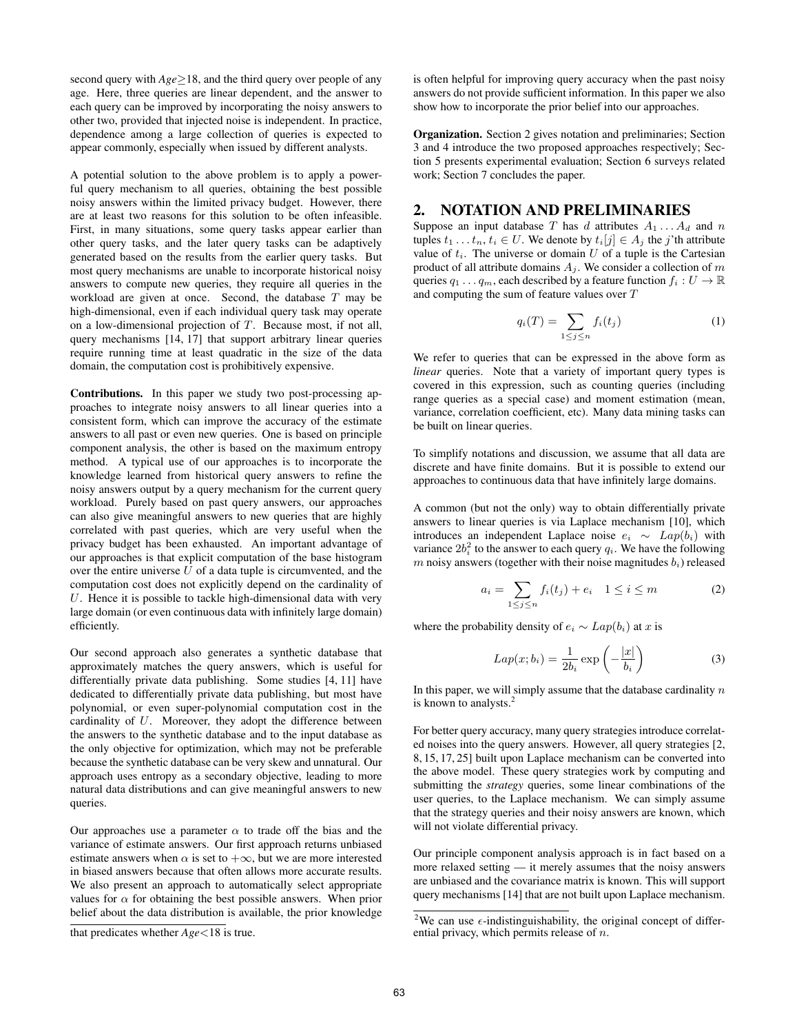second query with *Age*≥18, and the third query over people of any age. Here, three queries are linear dependent, and the answer to each query can be improved by incorporating the noisy answers to other two, provided that injected noise is independent. In practice, dependence among a large collection of queries is expected to appear commonly, especially when issued by different analysts.

A potential solution to the above problem is to apply a powerful query mechanism to all queries, obtaining the best possible noisy answers within the limited privacy budget. However, there are at least two reasons for this solution to be often infeasible. First, in many situations, some query tasks appear earlier than other query tasks, and the later query tasks can be adaptively generated based on the results from the earlier query tasks. But most query mechanisms are unable to incorporate historical noisy answers to compute new queries, they require all queries in the workload are given at once. Second, the database $T$ may be high-dimensional, even if each individual query task may operate on a low-dimensional projection of $T$. Because most, if not all, query mechanisms [14, 17] that support arbitrary linear queries require running time at least quadratic in the size of the data domain, the computation cost is prohibitively expensive.

**Contributions.** In this paper we study two post-processing approaches to integrate noisy answers to all linear queries into a consistent form, which can improve the accuracy of the estimate answers to all past or even new queries. One is based on principle component analysis, the other is based on the maximum entropy method. A typical use of our approaches is to incorporate the knowledge learned from historical query answers to refine the noisy answers output by a query mechanism for the current query workload. Purely based on past query answers, our approaches can also give meaningful answers to new queries that are highly correlated with past queries, which are very useful when the privacy budget has been exhausted. An important advantage of our approaches is that explicit computation of the base histogram over the entire universe $U$ of a data tuple is circumvented, and the computation cost does not explicitly depend on the cardinality of $U$. Hence it is possible to tackle high-dimensional data with very large domain (or even continuous data with infinitely large domain) efficiently.

Our second approach also generates a synthetic database that approximately matches the query answers, which is useful for differentially private data publishing. Some studies [4, 11] have dedicated to differentially private data publishing, but most have polynomial, or even super-polynomial computation cost in the cardinality of $U$. Moreover, they adopt the difference between the answers to the synthetic database and to the input database as the only objective for optimization, which may not be preferable because the synthetic database can be very skew and unnatural. Our approach uses entropy as a secondary objective, leading to more natural data distributions and can give meaningful answers to new queries.

Our approaches use a parameter $\alpha$ to trade off the bias and the variance of estimate answers. Our first approach returns unbiased estimate answers when $\alpha$ is set to $+\infty$, but we are more interested in biased answers because that often allows more accurate results. We also present an approach to automatically select appropriate values for $\alpha$ for obtaining the best possible answers. When prior belief about the data distribution is available, the prior knowledge is often helpful for improving query accuracy when the past noisy answers do not provide sufficient information. In this paper we also show how to incorporate the prior belief into our approaches.

that predicates whether *Age*<18 is true.

**Organization.** Section 2 gives notation and preliminaries; Section 3 and 4 introduce the two proposed approaches respectively; Section 5 presents experimental evaluation; Section 6 surveys related work; Section 7 concludes the paper.

## 2. NOTATION AND PRELIMINARIES

Suppose an input database $T$ has $d$ attributes $A_1 \dots A_d$ and $n$ tuples $t_1 \dots t_n$, $t_i \in U$. We denote by $t_i[j] \in A_j$ the $j$'th attribute value of $t_i$. The universe or domain $U$ of a tuple is the Cartesian product of all attribute domains $A_j$. We consider a collection of $m$ queries $q_1 \dots q_m$, each described by a feature function $f_i : U \to \mathbb{R}$ and computing the sum of feature values over $T$

$$q_i(T) = \sum_{1 \le j \le n} f_i(t_j) \tag{1}$$

We refer to queries that can be expressed in the above form as *linear* queries. Note that a variety of important query types is covered in this expression, such as counting queries (including range queries as a special case) and moment estimation (mean, variance, correlation coefficient, etc). Many data mining tasks can be built on linear queries.

To simplify notations and discussion, we assume that all data are discrete and have finite domains. But it is possible to extend our approaches to continuous data that have infinitely large domains.

A common (but not the only) way to obtain differentially private answers to linear queries is via Laplace mechanism [10], which introduces an independent Laplace noise $e_i \sim Lap(b_i)$ with variance $2b_i^2$ to the answer to each query $q_i$. We have the following $m$ noisy answers (together with their noise magnitudes $b_i$) released

$$a_i = \sum_{1 \le j \le n} f_i(t_j) + e_i \quad 1 \le i \le m \tag{2}$$

where the probability density of $e_i \sim Lap(b_i)$ at $x$ is

$$Lap(x; b_i) = \frac{1}{2b_i} \exp\left(-\frac{|x|}{b_i}\right) \tag{3}$$

In this paper, we will simply assume that the database cardinality $n$ is known to analysts.[2]

For better query accuracy, many query strategies introduce correlated noises into the query answers. However, all query strategies [2, 8, 15, 17, 25] built upon Laplace mechanism can be converted into the above model. These query strategies work by computing and submitting the *strategy* queries, some linear combinations of the user queries, to the Laplace mechanism. We can simply assume that the strategy queries and their noisy answers are known, which will not violate differential privacy.

Our principle component analysis approach is in fact based on a more relaxed setting — it merely assumes that the noisy answers are unbiased and the covariance matrix is known. This will support query mechanisms [14] that are not built upon Laplace mechanism.

[2]We can use $\epsilon$-indistinguishability, the original concept of differential privacy, which permits release of $n$.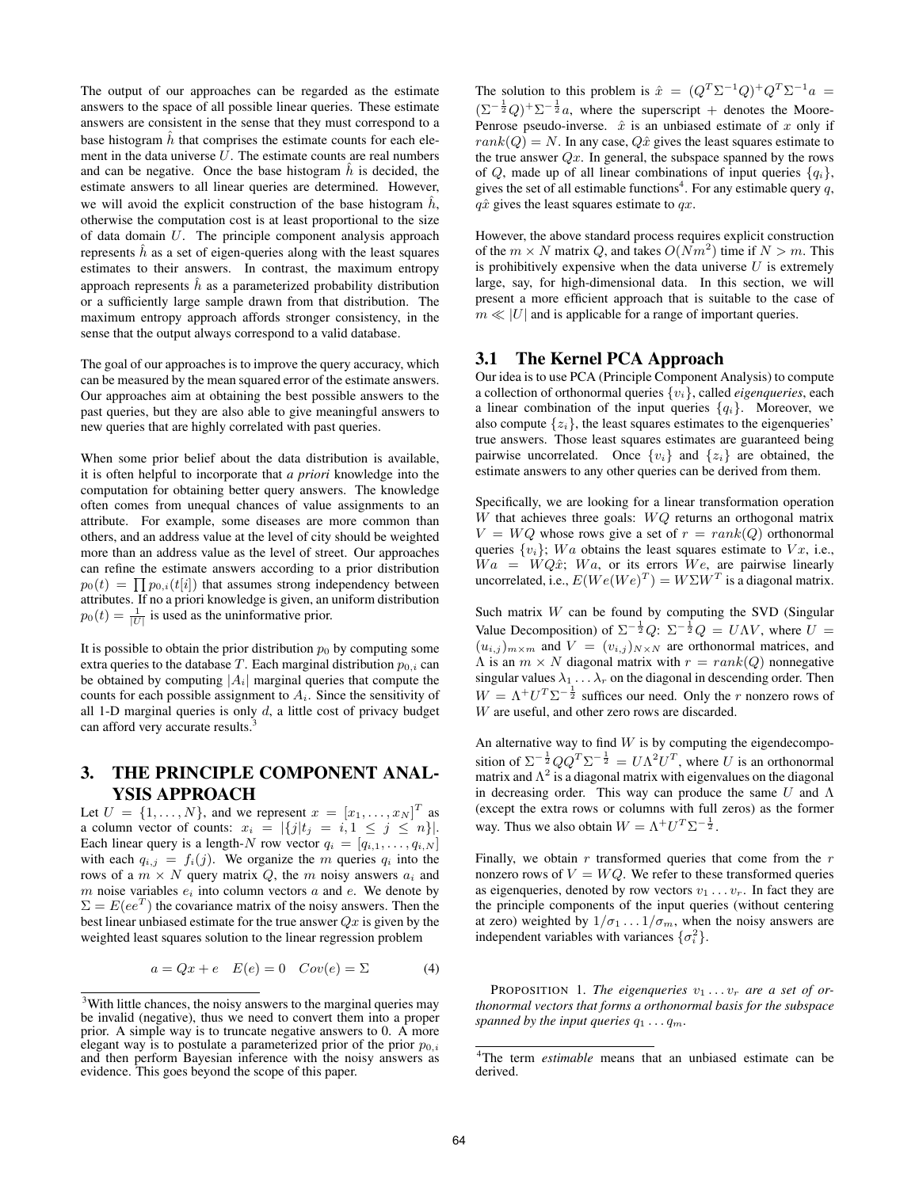The output of our approaches can be regarded as the estimate answers to the space of all possible linear queries. These estimate answers are consistent in the sense that they must correspond to a base histogram $\hat{h}$ that comprises the estimate counts for each element in the data universe $U$. The estimate counts are real numbers and can be negative. Once the base histogram $\hat{h}$ is decided, the estimate answers to all linear queries are determined. However, we will avoid the explicit construction of the base histogram $\hat{h}$, otherwise the computation cost is at least proportional to the size of data domain $U$. The principle component analysis approach represents $\hat{h}$ as a set of eigen-queries along with the least squares estimates to their answers. In contrast, the maximum entropy approach represents $\hat{h}$ as a parameterized probability distribution or a sufficiently large sample drawn from that distribution. The maximum entropy approach affords stronger consistency, in the sense that the output always correspond to a valid database.

The goal of our approaches is to improve the query accuracy, which can be measured by the mean squared error of the estimate answers. Our approaches aim at obtaining the best possible answers to the past queries, but they are also able to give meaningful answers to new queries that are highly correlated with past queries.

When some prior belief about the data distribution is available, it is often helpful to incorporate that *a priori* knowledge into the computation for obtaining better query answers. The knowledge often comes from unequal chances of value assignments to an attribute. For example, some diseases are more common than others, and an address value at the level of city should be weighted more than an address value as the level of street. Our approaches can refine the estimate answers according to a prior distribution $p_0(t) = \prod p_{0,i}(t[i])$ that assumes strong independency between attributes. If no a priori knowledge is given, an uniform distribution $p_0(t) = \frac{1}{|U|}$ is used as the uninformative prior.

It is possible to obtain the prior distribution $p_0$ by computing some extra queries to the database $T$. Each marginal distribution $p_{0,i}$ can be obtained by computing $|A_i|$ marginal queries that compute the counts for each possible assignment to $A_i$. Since the sensitivity of all 1-D marginal queries is only $d$, a little cost of privacy budget can afford very accurate results.[3]

# 3. THE PRINCIPLE COMPONENT ANALYSIS APPROACH

Let $U = \{1, \ldots, N\}$, and we represent $x = [x_1, \ldots, x_N]^T$ as a column vector of counts: $x_i = |\{j | t_j = i, 1 \le j \le n\}|$. Each linear query is a length-$N$ row vector $q_i = [q_{i,1}, \ldots, q_{i,N}]$ with each $q_{i,j} = f_i(j)$. We organize the $m$ queries $q_i$ into the rows of a $m \times N$ query matrix $Q$, the $m$ noisy answers $a_i$ and $m$ noise variables $e_i$ into column vectors $a$ and $e$. We denote by $\Sigma = E(ee^T)$ the covariance matrix of the noisy answers. Then the best linear unbiased estimate for the true answer $Qx$ is given by the weighted least squares solution to the linear regression problem

$$a = Qx + e \quad E(e) = 0 \quad Cov(e) = \Sigma \tag{4}$$

The solution to this problem is $\hat{x} = (Q^T\Sigma^{-1}Q)^+Q^T\Sigma^{-1}a = (\Sigma^{-\frac{1}{2}}Q)^+\Sigma^{-\frac{1}{2}}a$, where the superscript $+$ denotes the Moore-Penrose pseudo-inverse. $\hat{x}$ is an unbiased estimate of $x$ only if $rank(Q) = N$. In any case, $Q\hat{x}$ gives the least squares estimate to the true answer $Qx$. In general, the subspace spanned by the rows of $Q$, made up of all linear combinations of input queries $\{q_i\}$, gives the set of all estimable functions[4]. For any estimable query $q$, $q\hat{x}$ gives the least squares estimate to $qx$.

However, the above standard process requires explicit construction of the $m \times N$ matrix $Q$, and takes $O(Nm^2)$ time if $N > m$. This is prohibitively expensive when the data universe $U$ is extremely large, say, for high-dimensional data. In this section, we will present a more efficient approach that is suitable to the case of $m \ll |U|$ and is applicable for a range of important queries.

## 3.1 The Kernel PCA Approach

Our idea is to use PCA (Principle Component Analysis) to compute a collection of orthonormal queries $\{v_i\}$, called *eigenqueries*, each a linear combination of the input queries $\{q_i\}$. Moreover, we also compute $\{z_i\}$, the least squares estimates to the eigenqueries' true answers. Those least squares estimates are guaranteed being pairwise uncorrelated. Once $\{v_i\}$ and $\{z_i\}$ are obtained, the estimate answers to any other queries can be derived from them.

Specifically, we are looking for a linear transformation operation $W$ that achieves three goals: $WQ$ returns an orthogonal matrix $V = WQ$ whose rows give a set of $r = rank(Q)$ orthonormal queries $\{v_i\}$; $Wa$ obtains the least squares estimate to $Vx$, i.e., $Wa = WQ\hat{x}$; $Wa$, or its errors $We$, are pairwise linearly uncorrelated, i.e., $E(We(We)^T) = W\Sigma W^T$ is a diagonal matrix.

Such matrix $W$ can be found by computing the SVD (Singular Value Decomposition) of $\Sigma^{-\frac{1}{2}}Q$: $\Sigma^{-\frac{1}{2}}Q = U\Lambda V$, where $U = (u_{i,j})_{m\times m}$ and $V = (v_{i,j})_{N\times N}$ are orthonormal matrices, and $\Lambda$ is an $m \times N$ diagonal matrix with $r = rank(Q)$ nonnegative singular values $\lambda_1 \ldots \lambda_r$ on the diagonal in descending order. Then $W = \Lambda^+U^T\Sigma^{-\frac{1}{2}}$ suffices our need. Only the $r$ nonzero rows of $W$ are useful, and other zero rows are discarded.

An alternative way to find $W$ is by computing the eigendecomposition of $\Sigma^{-\frac{1}{2}}QQ^T\Sigma^{-\frac{1}{2}} = U\Lambda^2U^T$, where $U$ is an orthonormal matrix and $\Lambda^2$ is a diagonal matrix with eigenvalues on the diagonal in decreasing order. This way can produce the same $U$ and $\Lambda$ (except the extra rows or columns with full zeros) as the former way. Thus we also obtain $W = \Lambda^+U^T\Sigma^{-\frac{1}{2}}$.

Finally, we obtain $r$ transformed queries that come from the $r$ nonzero rows of $V = WQ$. We refer to these transformed queries as eigenqueries, denoted by row vectors $v_1 \ldots v_r$. In fact they are the principle components of the input queries (without centering at zero) weighted by $1/\sigma_1 \ldots 1/\sigma_m$, when the noisy answers are independent variables with variances $\{\sigma_i^2\}$.

PROPOSITION 1. *The eigenqueries $v_1 \ldots v_r$ are a set of orthonormal vectors that forms a orthonormal basis for the subspace spanned by the input queries $q_1 \ldots q_m$.*

[3] With little chances, the noisy answers to the marginal queries may be invalid (negative), thus we need to convert them into a proper prior. A simple way is to truncate negative answers to 0. A more elegant way is to postulate a parameterized prior of the prior $p_{0,i}$ and then perform Bayesian inference with the noisy answers as evidence. This goes beyond the scope of this paper.

[4] The term *estimable* means that an unbiased estimate can be derived.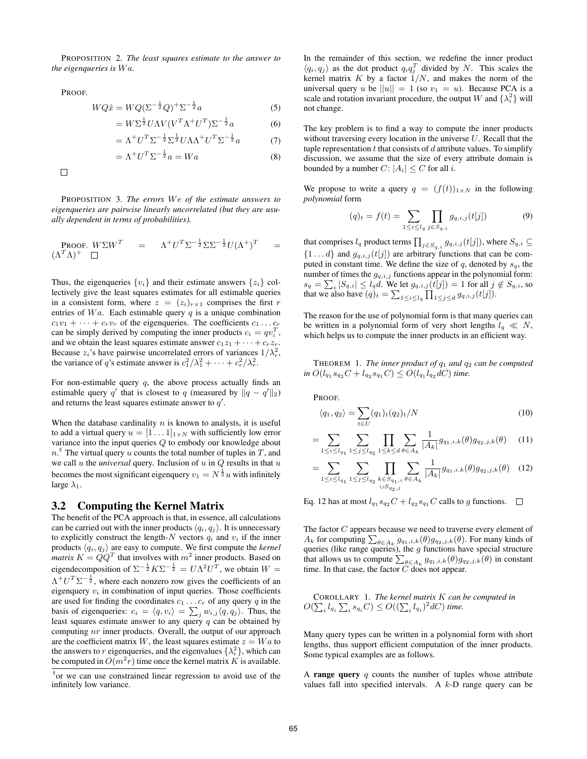PROPOSITION 2. *The least squares estimate to the answer to the eigenqueries is $Wa$.*

PROOF.

$$WQ\hat{x} = WQ(\Sigma^{-\frac{1}{2}}Q)^{+}\Sigma^{-\frac{1}{2}}a \tag{5}$$

$$= W\Sigma^{\frac{1}{2}}U\Lambda V(V^T\Lambda^{+}U^T)\Sigma^{-\frac{1}{2}}a \tag{6}$$

$$= \Lambda^{+}U^T\Sigma^{-\frac{1}{2}}\Sigma^{\frac{1}{2}}U\Lambda\Lambda^{+}U^T\Sigma^{-\frac{1}{2}}a \tag{7}$$

$$= \Lambda^{+}U^T\Sigma^{-\frac{1}{2}}a = Wa \tag{8}$$

□

PROPOSITION 3. *The errors $We$ of the estimate answers to eigenqueries are pairwise linearly uncorrelated (but they are usually dependent in terms of probabilities).*

PROOF. $W\Sigma W^T = \Lambda^{+}U^T\Sigma^{-\frac{1}{2}}\Sigma\Sigma^{-\frac{1}{2}}U(\Lambda^{+})^T = (\Lambda^T\Lambda)^{+}$ □

Thus, the eigenqueries $\{v_i\}$ and their estimate answers $\{z_i\}$ collectively give the least squares estimates for all estimable queries in a consistent form, where $z = (z_i)_{r\times 1}$ comprises the first $r$ entries of $Wa$. Each estimable query $q$ is a unique combination $c_1v_1 + \cdots + c_rv_r$ of the eigenqueries. The coefficients $c_1 \ldots c_r$ can be simply derived by computing the inner products $c_i = qv_i^T$, and we obtain the least squares estimate answer $c_1z_1 + \cdots + c_rz_r$. Because $z_i$'s have pairwise uncorrelated errors of variances $1/\lambda_i^2$, the variance of $q$'s estimate answer is $c_1^2/\lambda_1^2 + \cdots + c_r^2/\lambda_r^2$.

For non-estimable query $q$, the above process actually finds an estimable query $q'$ that is closest to $q$ (measured by $\|q - q'\|_2$) and returns the least squares estimate answer to $q'$.

When the database cardinality $n$ is known to analysts, it is useful to add a virtual query $u = [1 \ldots 1]_{1\times N}$ with sufficiently low error variance into the input queries $Q$ to embody our knowledge about $n$.[5] The virtual query $u$ counts the total number of tuples in $T$, and we call $u$ the *universal* query. Inclusion of $u$ in $Q$ results in that $u$ becomes the most significant eigenquery $v_1 = N^{\frac{1}{2}}u$ with infinitely large $\lambda_1$.

## 3.2 Computing the Kernel Matrix

The benefit of the PCA approach is that, in essence, all calculations can be carried out with the inner products $\langle q_i, q_j\rangle$. It is unnecessary to explicitly construct the length-$N$ vectors $q_i$ and $v_i$ if the inner products $\langle q_i, q_j\rangle$ are easy to compute. We first compute the *kernel matrix* $K = QQ^T$ that involves with $m^2$ inner products. Based on eigendecomposition of $\Sigma^{-\frac{1}{2}}K\Sigma^{-\frac{1}{2}} = U\Lambda^2U^T$, we obtain $W = \Lambda^{+}U^T\Sigma^{-\frac{1}{2}}$, where each nonzero row gives the coefficients of an eigenquery $v_i$ in combination of input queries. Those coefficients are used for finding the coordinates $c_1 \ldots c_r$ of any query $q$ in the basis of eigenqueries: $c_i = \langle q, v_i\rangle = \sum_j w_{i,j}\langle q, q_j\rangle$. Thus, the least squares estimate answer to any query $q$ can be obtained by computing $nr$ inner products. Overall, the output of our approach are the coefficient matrix $W$, the least squares estimate $z = Wa$ to the answers to $r$ eigenqueries, and the eigenvalues $\{\lambda_i^2\}$, which can be computed in $O(m^2r)$ time once the kernel matrix $K$ is available.

[5] or we can use constrained linear regression to avoid use of the infinitely low variance.

In the remainder of this section, we redefine the inner product $\langle q_i, q_j\rangle$ as the dot product $q_iq_j^T$ divided by $N$. This scales the kernel matrix $K$ by a factor $1/N$, and makes the norm of the universal query $u$ be $||u|| = 1$ (so $v_1 = u$). Because PCA is a scale and rotation invariant procedure, the output $W$ and $\{\lambda_i^2\}$ will not change.

The key problem is to find a way to compute the inner products without traversing every location in the universe $U$. Recall that the tuple representation $t$ that consists of $d$ attribute values. To simplify discussion, we assume that the size of every attribute domain is bounded by a number $C$: $|A_i| \le C$ for all $i$.

We propose to write a query $q = (f(t))_{1\times N}$ in the following *polynomial* form

$$(q)_t = f(t) = \sum_{1\le i\le l_q}\prod_{j\in S_{q,i}} g_{q,i,j}(t[j]) \tag{9}$$

that comprises $l_q$ product terms $\prod_{j\in S_{q,i}} g_{q,i,j}(t[j])$, where $S_{q,i} \subseteq \{1\ldots d\}$ and $g_{q,i,j}(t[j])$ are arbitrary functions that can be computed in constant time. We define the size of $q$, denoted by $s_q$, the number of times the $g_{q,i,j}$ functions appear in the polynomial form: $s_q = \sum_i |S_{q,i}| \le l_qd$. We let $g_{q,i,j}(t[j]) = 1$ for all $j \notin S_{q,i}$, so that we also have $(q)_t = \sum_{1\le i\le l_q}\prod_{1\le j\le d} g_{q,i,j}(t[j])$.

The reason for the use of polynomial form is that many queries can be written in a polynomial form of very short lengths $l_q \ll N$, which helps us to compute the inner products in an efficient way.

THEOREM 1. *The inner product of $q_1$ and $q_2$ can be computed in $O(l_{q_1}s_{q_2}C + l_{q_2}s_{q_1}C) \le O(l_{q_1}l_{q_2}dC)$ time.*

PROOF.

$$\langle q_1, q_2\rangle = \sum_{t\in U}(q_1)_t(q_2)_t/N \tag{10}$$

$$= \sum_{1\le i\le l_{q_1}}\sum_{1\le j\le l_{q_2}}\prod_{1\le k\le d}\sum_{\theta\in A_k}\frac{1}{|A_k|}g_{q_1,i,k}(\theta)g_{q_2,j,k}(\theta) \tag{11}$$

$$= \sum_{1\le i\le l_{q_1}}\sum_{1\le j\le l_{q_2}}\prod_{\substack{k\in S_{q_1,i}\\ \cup S_{q_2,j}}}\sum_{\theta\in A_k}\frac{1}{|A_k|}g_{q_1,i,k}(\theta)g_{q_2,j,k}(\theta) \tag{12}$$

Eq. 12 has at most $l_{q_1}s_{q_2}C + l_{q_2}s_{q_1}C$ calls to $g$ functions. □

The factor $C$ appears because we need to traverse every element of $A_k$ for computing $\sum_{\theta\in A_k} g_{q_1,i,k}(\theta)g_{q_2,j,k}(\theta)$. For many kinds of queries (like range queries), the $g$ functions have special structure that allows us to compute $\sum_{\theta\in A_k} g_{q_1,i,k}(\theta)g_{q_2,j,k}(\theta)$ in constant time. In that case, the factor $C$ does not appear.

COROLLARY 1. *The kernel matrix $K$ can be computed in $O(\sum_i l_{q_i}\sum_i s_{q_i}C) \le O((\sum_i l_{q_i})^2dC)$ time.*

Many query types can be written in a polynomial form with short lengths, thus support efficient computation of the inner products. Some typical examples are as follows.

A **range query** $q$ counts the number of tuples whose attribute values fall into specified intervals. A $k$-D range query can be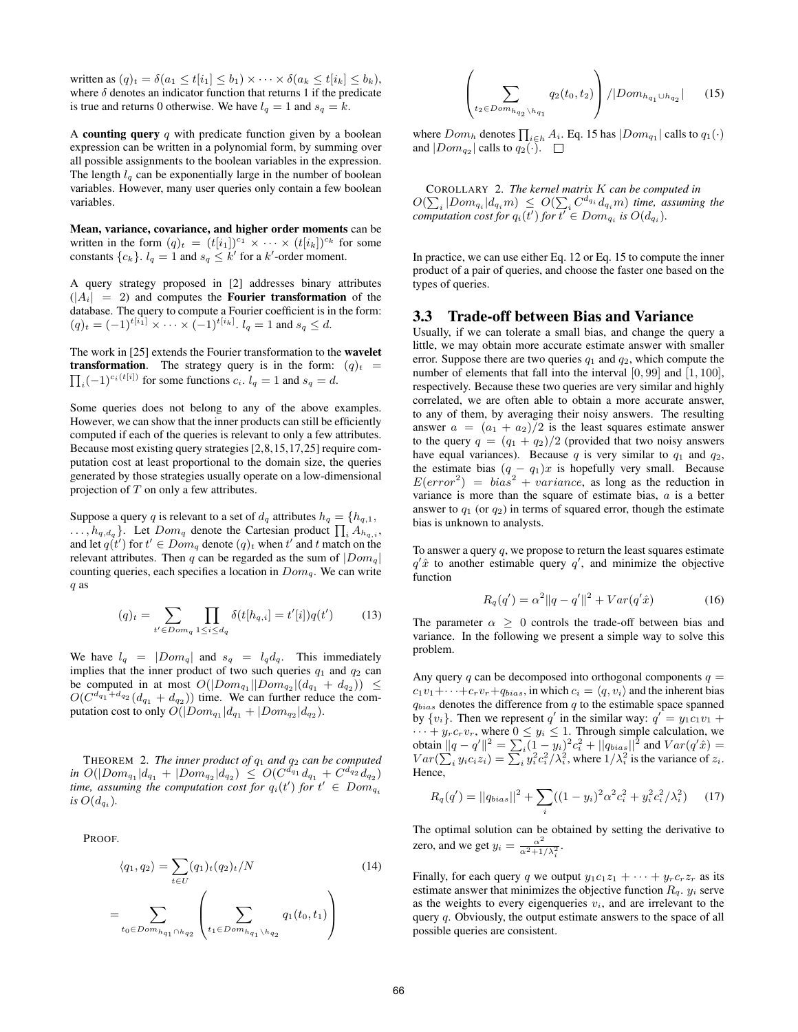written as $(q)_t = \delta(a_1 \le t[i_1] \le b_1) \times \cdots \times \delta(a_k \le t[i_k] \le b_k)$, where $\delta$ denotes an indicator function that returns 1 if the predicate is true and returns 0 otherwise. We have $l_q = 1$ and $s_q = k$.

A **counting query** $q$ with predicate function given by a boolean expression can be written in a polynomial form, by summing over all possible assignments to the boolean variables in the expression. The length $l_q$ can be exponentially large in the number of boolean variables. However, many user queries only contain a few boolean variables.

**Mean, variance, covariance, and higher order moments** can be written in the form $(q)_t = (t[i_1])^{c_1} \times \cdots \times (t[i_k])^{c_k}$ for some constants $\{c_k\}$. $l_q = 1$ and $s_q \le k'$ for a $k'$-order moment.

A query strategy proposed in [2] addresses binary attributes ($|A_i| = 2$) and computes the **Fourier transformation** of the database. The query to compute a Fourier coefficient is in the form: $(q)_t = (-1)^{t[i_1]} \times \cdots \times (-1)^{t[i_k]}$. $l_q = 1$ and $s_q \le d$.

The work in [25] extends the Fourier transformation to the **wavelet transformation**. The strategy query is in the form: $(q)_t = \prod_i (-1)^{c_i(t[i])}$ for some functions $c_i$. $l_q = 1$ and $s_q = d$.

Some queries does not belong to any of the above examples. However, we can show that the inner products can still be efficiently computed if each of the queries is relevant to only a few attributes. Because most existing query strategies [2,8,15,17,25] require computation cost at least proportional to the domain size, the queries generated by those strategies usually operate on a low-dimensional projection of $T$ on only a few attributes.

Suppose a query $q$ is relevant to a set of $d_q$ attributes $h_q = \{h_{q,1}, \ldots, h_{q,d_q}\}$. Let $Dom_q$ denote the Cartesian product $\prod_i A_{h_{q,i}}$, and let $q(t')$ for $t' \in Dom_q$ denote $(q)_t$ when $t'$ and $t$ match on the relevant attributes. Then $q$ can be regarded as the sum of $|Dom_q|$ counting queries, each specifies a location in $Dom_q$. We can write $q$ as

$$(q)_t = \sum_{t' \in Dom_q} \prod_{1 \le i \le d_q} \delta(t[h_{q,i}] = t'[i]) q(t') \tag{13}$$

We have $l_q = |Dom_q|$ and $s_q = l_q d_q$. This immediately implies that the inner product of two such queries $q_1$ and $q_2$ can be computed in at most $O(|Dom_{q_1}||Dom_{q_2}|(d_{q_1} + d_{q_2})) \le O(C^{d_{q_1}+d_{q_2}}(d_{q_1} + d_{q_2}))$ time. We can further reduce the computation cost to only $O(|Dom_{q_1}|d_{q_1} + |Dom_{q_2}|d_{q_2})$.

THEOREM 2. *The inner product of $q_1$ and $q_2$ can be computed in $O(|Dom_{q_1}|d_{q_1} + |Dom_{q_2}|d_{q_2}) \le O(C^{d_{q_1}}d_{q_1} + C^{d_{q_2}}d_{q_2})$ time, assuming the computation cost for $q_i(t')$ for $t' \in Dom_{q_i}$ is $O(d_{q_i})$.*

PROOF.

$$\langle q_1, q_2 \rangle = \sum_{t \in U} (q_1)_t (q_2)_t / N \tag{14}$$

$$= \sum_{t_0 \in Dom_{h_{q_1} \cap h_{q_2}}} \left( \sum_{t_1 \in Dom_{h_{q_1} \setminus h_{q_2}}} q_1(t_0, t_1) \right)$$

$$\left( \sum_{t_2 \in Dom_{h_{q_2} \setminus h_{q_1}}} q_2(t_0, t_2) \right) / |Dom_{h_{q_1} \cup h_{q_2}}| \tag{15}$$

where $Dom_h$ denotes $\prod_{i \in h} A_i$. Eq. 15 has $|Dom_{q_1}|$ calls to $q_1(\cdot)$ and $|Dom_{q_2}|$ calls to $q_2(\cdot)$. $\square$

COROLLARY 2. *The kernel matrix $K$ can be computed in $O(\sum_i |Dom_{q_i}|d_{q_i}m) \le O(\sum_i C^{d_{q_i}}d_{q_i}m)$ time, assuming the computation cost for $q_i(t')$ for $t' \in Dom_{q_i}$ is $O(d_{q_i})$.*

In practice, we can use either Eq. 12 or Eq. 15 to compute the inner product of a pair of queries, and choose the faster one based on the types of queries.

### 3.3 Trade-off between Bias and Variance

Usually, if we can tolerate a small bias, and change the query a little, we may obtain more accurate estimate answer with smaller error. Suppose there are two queries $q_1$ and $q_2$, which compute the number of elements that fall into the interval $[0, 99]$ and $[1, 100]$, respectively. Because these two queries are very similar and highly correlated, we are often able to obtain a more accurate answer, to any of them, by averaging their noisy answers. The resulting answer $a = (a_1 + a_2)/2$ is the least squares estimate answer to the query $q = (q_1 + q_2)/2$ (provided that two noisy answers have equal variances). Because $q$ is very similar to $q_1$ and $q_2$, the estimate bias $(q - q_1)x$ is hopefully very small. Because $E(error^2) = bias^2 + variance$, as long as the reduction in variance is more than the square of estimate bias, $a$ is a better answer to $q_1$ (or $q_2$) in terms of squared error, though the estimate bias is unknown to analysts.

To answer a query $q$, we propose to return the least squares estimate $q'\hat{x}$ to another estimable query $q'$, and minimize the objective function

$$R_q(q') = \alpha^2 \|q - q'\|^2 + Var(q'\hat{x}) \tag{16}$$

The parameter $\alpha \ge 0$ controls the trade-off between bias and variance. In the following we present a simple way to solve this problem.

Any query $q$ can be decomposed into orthogonal components $q = c_1 v_1 + \cdots + c_r v_r + q_{bias}$, in which $c_i = \langle q, v_i \rangle$ and the inherent bias $q_{bias}$ denotes the difference from $q$ to the estimable space spanned by $\{v_i\}$. Then we represent $q'$ in the similar way: $q' = y_1 c_1 v_1 + \cdots + y_r c_r v_r$, where $0 \le y_i \le 1$. Through simple calculation, we obtain $\|q - q'\|^2 = \sum_i (1 - y_i)^2 c_i^2 + ||q_{bias}||^2$ and $Var(q'\hat{x}) = Var(\sum_i y_i c_i z_i) = \sum_i y_i^2 c_i^2 / \lambda_i^2$, where $1/\lambda_i^2$ is the variance of $z_i$. Hence,

$$R_q(q') = ||q_{bias}||^2 + \sum_i ((1 - y_i)^2 \alpha^2 c_i^2 + y_i^2 c_i^2 / \lambda_i^2) \tag{17}$$

The optimal solution can be obtained by setting the derivative to zero, and we get $y_i = \frac{\alpha^2}{\alpha^2 + 1/\lambda_i^2}$.

Finally, for each query $q$ we output $y_1 c_1 z_1 + \cdots + y_r c_r z_r$ as its estimate answer that minimizes the objective function $R_q$. $y_i$ serve as the weights to every eigenqueries $v_i$, and are irrelevant to the query $q$. Obviously, the output estimate answers to the space of all possible queries are consistent.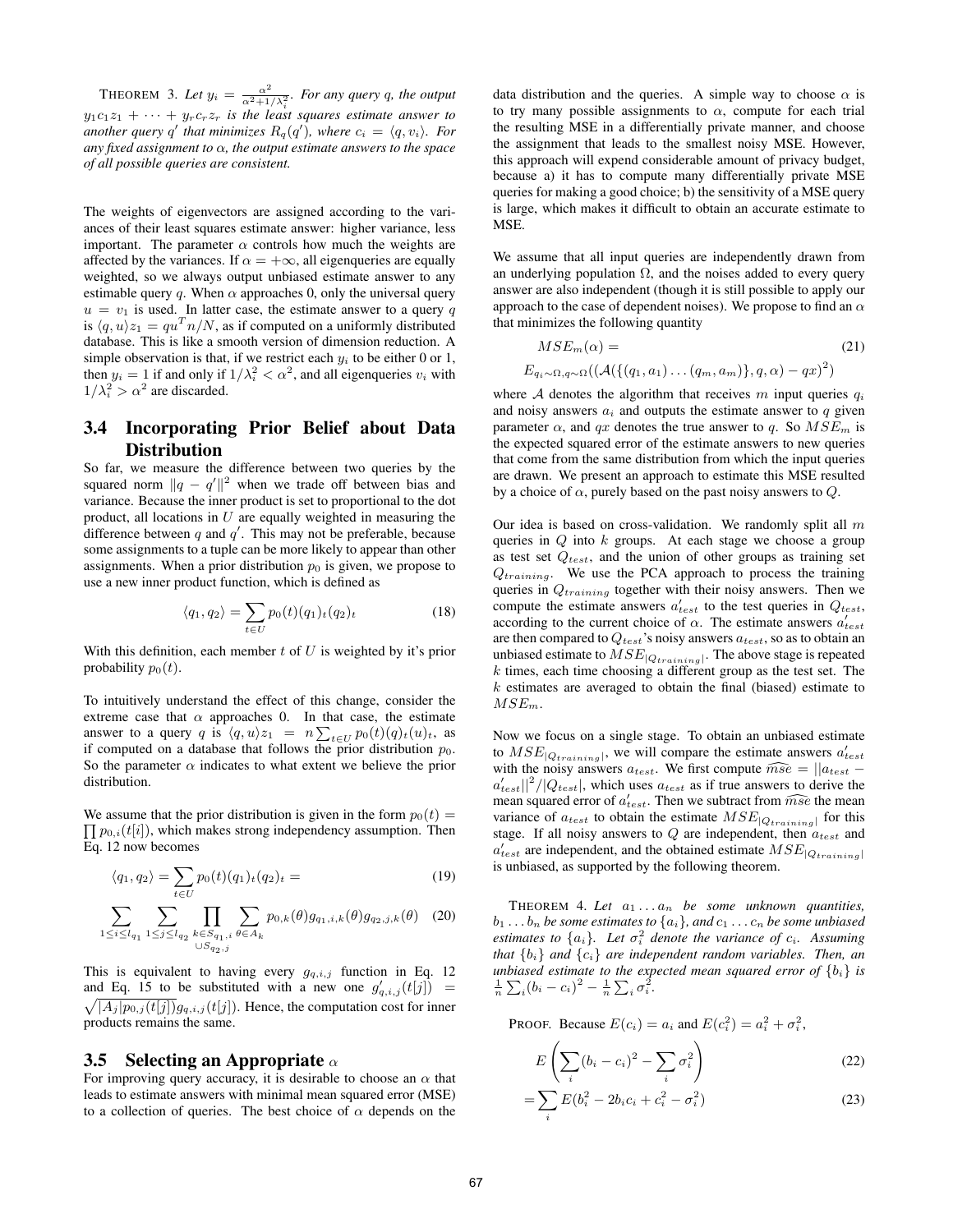THEOREM 3. *Let $y_i = \frac{\alpha^2}{\alpha^2 + 1/\lambda_i^2}$. For any query $q$, the output $y_1 c_1 z_1 + \cdots + y_r c_r z_r$ is the least squares estimate answer to another query $q'$ that minimizes $R_q(q')$, where $c_i = \langle q, v_i \rangle$. For any fixed assignment to $\alpha$, the output estimate answers to the space of all possible queries are consistent.*

The weights of eigenvectors are assigned according to the variances of their least squares estimate answer: higher variance, less important. The parameter $\alpha$ controls how much the weights are affected by the variances. If $\alpha = +\infty$, all eigenqueries are equally weighted, so we always output unbiased estimate answer to any estimable query $q$. When $\alpha$ approaches 0, only the universal query $u = v_1$ is used. In latter case, the estimate answer to a query $q$ is $\langle q, u \rangle z_1 = qu^T n/N$, as if computed on a uniformly distributed database. This is like a smooth version of dimension reduction. A simple observation is that, if we restrict each $y_i$ to be either 0 or 1, then $y_i = 1$ if and only if $1/\lambda_i^2 < \alpha^2$, and all eigenqueries $v_i$ with $1/\lambda_i^2 > \alpha^2$ are discarded.

## 3.4 Incorporating Prior Belief about Data Distribution

So far, we measure the difference between two queries by the squared norm $\|q - q'\|^2$ when we trade off between bias and variance. Because the inner product is set to proportional to the dot product, all locations in $U$ are equally weighted in measuring the difference between $q$ and $q'$. This may not be preferable, because some assignments to a tuple can be more likely to appear than other assignments. When a prior distribution $p_0$ is given, we propose to use a new inner product function, which is defined as

$$\langle q_1, q_2 \rangle = \sum_{t \in U} p_0(t)(q_1)_t (q_2)_t \tag{18}$$

With this definition, each member $t$ of $U$ is weighted by it's prior probability $p_0(t)$.

To intuitively understand the effect of this change, consider the extreme case that $\alpha$ approaches 0. In that case, the estimate answer to a query $q$ is $\langle q, u \rangle z_1 = n \sum_{t \in U} p_0(t)(q)_t (u)_t$, as if computed on a database that follows the prior distribution $p_0$. So the parameter $\alpha$ indicates to what extent we believe the prior distribution.

We assume that the prior distribution is given in the form $p_0(t) = \prod p_{0,i}(t[i])$, which makes strong independency assumption. Then Eq. 12 now becomes

$$\langle q_1, q_2 \rangle = \sum_{t \in U} p_0(t)(q_1)_t (q_2)_t = \tag{19}$$

$$\sum_{1 \le i \le l_{q_1}} \sum_{1 \le j \le l_{q_2}} \prod_{\substack{k \in S_{q_1,i} \\ \cup S_{q_2,j}}} \sum_{\theta \in A_k} p_{0,k}(\theta) g_{q_1,i,k}(\theta) g_{q_2,j,k}(\theta) \tag{20}$$

This is equivalent to having every $g_{q,i,j}$ function in Eq. 12 and Eq. 15 to be substituted with a new one $g'_{q,i,j}(t[j]) = \sqrt{|A_j| p_{0,j}(t[j])} g_{q,i,j}(t[j])$. Hence, the computation cost for inner products remains the same.

## 3.5 Selecting an Appropriate $\alpha$

For improving query accuracy, it is desirable to choose an $\alpha$ that leads to estimate answers with minimal mean squared error (MSE) to a collection of queries. The best choice of $\alpha$ depends on the data distribution and the queries. A simple way to choose $\alpha$ is to try many possible assignments to $\alpha$, compute for each trial the resulting MSE in a differentially private manner, and choose the assignment that leads to the smallest noisy MSE. However, this approach will expend considerable amount of privacy budget, because a) it has to compute many differentially private MSE queries for making a good choice; b) the sensitivity of a MSE query is large, which makes it difficult to obtain an accurate estimate to MSE.

We assume that all input queries are independently drawn from an underlying population $\Omega$, and the noises added to every query answer are also independent (though it is still possible to apply our approach to the case of dependent noises). We propose to find an $\alpha$ that minimizes the following quantity

$$MSE_m(\alpha) = \tag{21}$$

$$E_{q_i \sim \Omega, q \sim \Omega}((\mathcal{A}(\{(q_1, a_1) \dots (q_m, a_m)\}, q, \alpha) - qx)^2)$$

where $\mathcal{A}$ denotes the algorithm that receives $m$ input queries $q_i$ and noisy answers $a_i$ and outputs the estimate answer to $q$ given parameter $\alpha$, and $qx$ denotes the true answer to $q$. So $MSE_m$ is the expected squared error of the estimate answers to new queries that come from the same distribution from which the input queries are drawn. We present an approach to estimate this MSE resulted by a choice of $\alpha$, purely based on the past noisy answers to $Q$.

Our idea is based on cross-validation. We randomly split all $m$ queries in $Q$ into $k$ groups. At each stage we choose a group as test set $Q_{test}$, and the union of other groups as training set $Q_{training}$. We use the PCA approach to process the training queries in $Q_{training}$ together with their noisy answers. Then we compute the estimate answers $a'_{test}$ to the test queries in $Q_{test}$, according to the current choice of $\alpha$. The estimate answers $a'_{test}$ are then compared to $Q_{test}$'s noisy answers $a_{test}$, so as to obtain an unbiased estimate to $MSE_{|Q_{training}|}$. The above stage is repeated $k$ times, each time choosing a different group as the test set. The $k$ estimates are averaged to obtain the final (biased) estimate to $MSE_m$.

Now we focus on a single stage. To obtain an unbiased estimate to $MSE_{|Q_{training}|}$, we will compare the estimate answers $a'_{test}$ with the noisy answers $a_{test}$. We first compute $\widehat{mse} = ||a_{test} - a'_{test}||^2/|Q_{test}|$, which uses $a_{test}$ as if true answers to derive the mean squared error of $a'_{test}$. Then we subtract from $\widehat{mse}$ the mean variance of $a_{test}$ to obtain the estimate $MSE_{|Q_{training}|}$ for this stage. If all noisy answers to $Q$ are independent, then $a_{test}$ and $a'_{test}$ are independent, and the obtained estimate $MSE_{|Q_{training}|}$ is unbiased, as supported by the following theorem.

THEOREM 4. *Let $a_1 \dots a_n$ be some unknown quantities, $b_1 \dots b_n$ be some estimates to $\{a_i\}$, and $c_1 \dots c_n$ be some unbiased estimates to $\{a_i\}$. Let $\sigma_i^2$ denote the variance of $c_i$. Assuming that $\{b_i\}$ and $\{c_i\}$ are independent random variables. Then, an unbiased estimate to the expected mean squared error of $\{b_i\}$ is $\frac{1}{n}\sum_i (b_i - c_i)^2 - \frac{1}{n}\sum_i \sigma_i^2$.*

PROOF. Because $E(c_i) = a_i$ and $E(c_i^2) = a_i^2 + \sigma_i^2$,

$$E\left(\sum_i (b_i - c_i)^2 - \sum_i \sigma_i^2\right) \tag{22}$$

$$= \sum_i E(b_i^2 - 2b_i c_i + c_i^2 - \sigma_i^2) \tag{23}$$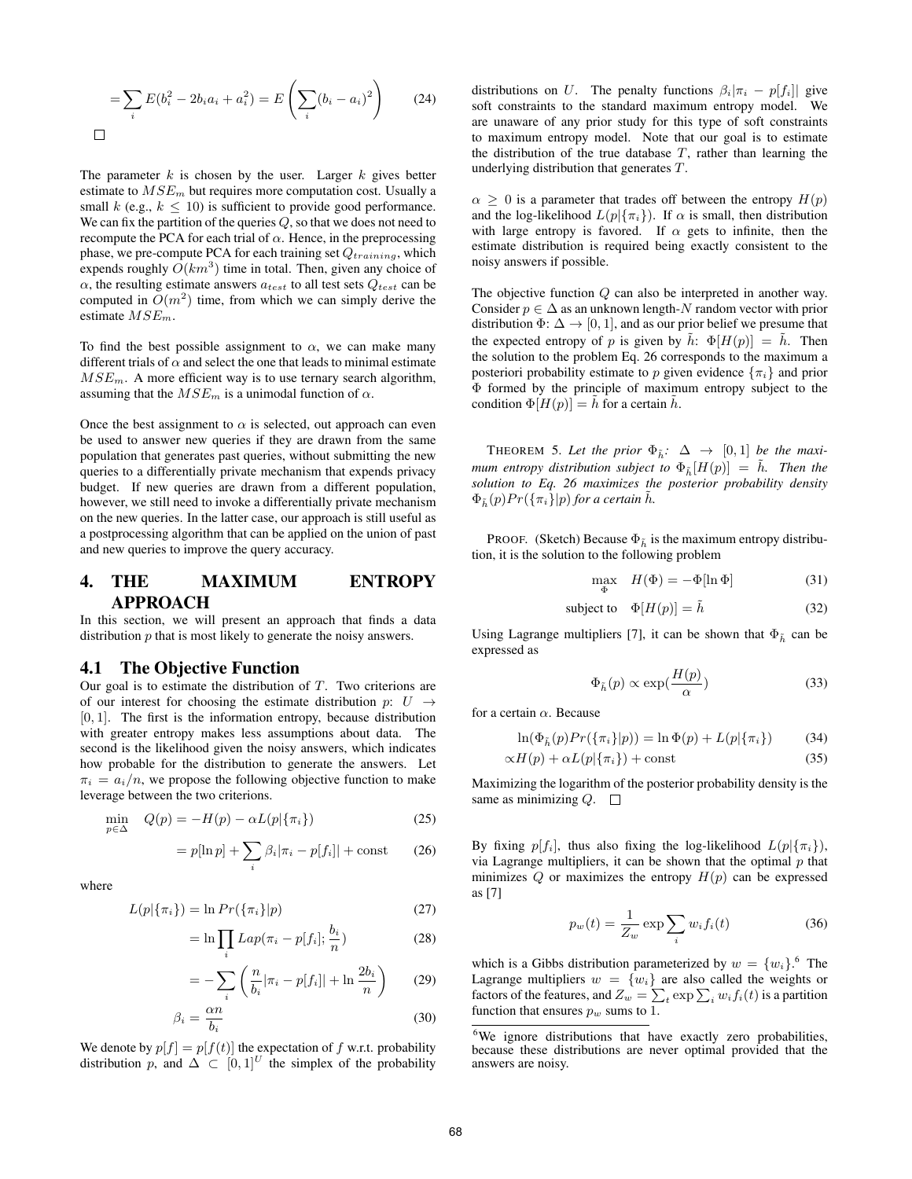$$= \sum_i E(b_i^2 - 2b_i a_i + a_i^2) = E\left(\sum_i (b_i - a_i)^2\right) \tag{24}$$

□

The parameter $k$ is chosen by the user. Larger $k$ gives better estimate to $MSE_m$ but requires more computation cost. Usually a small $k$ (e.g., $k \leq 10$) is sufficient to provide good performance. We can fix the partition of the queries $Q$, so that we does not need to recompute the PCA for each trial of $\alpha$. Hence, in the preprocessing phase, we pre-compute PCA for each training set $Q_{training}$, which expends roughly $O(km^3)$ time in total. Then, given any choice of $\alpha$, the resulting estimate answers $a_{test}$ to all test sets $Q_{test}$ can be computed in $O(m^2)$ time, from which we can simply derive the estimate $MSE_m$.

To find the best possible assignment to $\alpha$, we can make many different trials of $\alpha$ and select the one that leads to minimal estimate $MSE_m$. A more efficient way is to use ternary search algorithm, assuming that the $MSE_m$ is a unimodal function of $\alpha$.

Once the best assignment to $\alpha$ is selected, out approach can even be used to answer new queries if they are drawn from the same population that generates past queries, without submitting the new queries to a differentially private mechanism that expends privacy budget. If new queries are drawn from a different population, however, we still need to invoke a differentially private mechanism on the new queries. In the latter case, our approach is still useful as a postprocessing algorithm that can be applied on the union of past and new queries to improve the query accuracy.

# 4. THE MAXIMUM ENTROPY APPROACH

In this section, we will present an approach that finds a data distribution $p$ that is most likely to generate the noisy answers.

## 4.1 The Objective Function

Our goal is to estimate the distribution of $T$. Two criterions are of our interest for choosing the estimate distribution $p$: $U \rightarrow [0, 1]$. The first is the information entropy, because distribution with greater entropy makes less assumptions about data. The second is the likelihood given the noisy answers, which indicates how probable for the distribution to generate the answers. Let $\pi_i = a_i/n$, we propose the following objective function to make leverage between the two criterions.

$$\min_{p \in \Delta} \quad Q(p) = -H(p) - \alpha L(p|\{\pi_i\}) \tag{25}$$

$$= p[\ln p] + \sum_i \beta_i |\pi_i - p[f_i]| + \text{const} \tag{26}$$

where

$$L(p|\{\pi_i\}) = \ln Pr(\{\pi_i\}|p) \tag{27}$$

$$= \ln \prod_i Lap(\pi_i - p[f_i]; \frac{b_i}{n}) \tag{28}$$

$$= -\sum_i \left(\frac{n}{b_i}|\pi_i - p[f_i]| + \ln \frac{2b_i}{n}\right) \tag{29}$$

$$\beta_i = \frac{\alpha n}{b_i} \tag{30}$$

We denote by $p[f] = p[f(t)]$ the expectation of $f$ w.r.t. probability distribution $p$, and $\Delta \subset [0,1]^U$ the simplex of the probability distributions on $U$. The penalty functions $\beta_i|\pi_i - p[f_i]|$ give soft constraints to the standard maximum entropy model. We are unaware of any prior study for this type of soft constraints to maximum entropy model. Note that our goal is to estimate the distribution of the true database $T$, rather than learning the underlying distribution that generates $T$.

$\alpha \geq 0$ is a parameter that trades off between the entropy $H(p)$ and the log-likelihood $L(p|\{\pi_i\})$. If $\alpha$ is small, then distribution with large entropy is favored. If $\alpha$ gets to infinite, then the estimate distribution is required being exactly consistent to the noisy answers if possible.

The objective function $Q$ can also be interpreted in another way. Consider $p \in \Delta$ as an unknown length-$N$ random vector with prior distribution $\Phi$: $\Delta \rightarrow [0, 1]$, and as our prior belief we presume that the expected entropy of $p$ is given by $\tilde{h}$: $\Phi[H(p)] = \tilde{h}$. Then the solution to the problem Eq. 26 corresponds to the maximum a posteriori probability estimate to $p$ given evidence $\{\pi_i\}$ and prior $\Phi$ formed by the principle of maximum entropy subject to the condition $\Phi[H(p)] = \tilde{h}$ for a certain $\tilde{h}$.

THEOREM 5. *Let the prior $\Phi_{\tilde{h}}$: $\Delta \rightarrow [0, 1]$ be the maximum entropy distribution subject to $\Phi_{\tilde{h}}[H(p)] = \tilde{h}$. Then the solution to Eq. 26 maximizes the posterior probability density $\Phi_{\tilde{h}}(p)Pr(\{\pi_i\}|p)$ for a certain $\tilde{h}$.*

PROOF. (Sketch) Because $\Phi_{\tilde{h}}$ is the maximum entropy distribution, it is the solution to the following problem

$$\max_{\Phi} \quad H(\Phi) = -\Phi[\ln \Phi] \tag{31}$$

$$\text{subject to} \quad \Phi[H(p)] = \tilde{h} \tag{32}$$

Using Lagrange multipliers [7], it can be shown that $\Phi_{\tilde{h}}$ can be expressed as

$$\Phi_{\tilde{h}}(p) \propto \exp(\frac{H(p)}{\alpha}) \tag{33}$$

for a certain $\alpha$. Because

$$\ln(\Phi_{\tilde{h}}(p)Pr(\{\pi_i\}|p)) = \ln \Phi(p) + L(p|\{\pi_i\}) \tag{34}$$

$$\propto H(p) + \alpha L(p|\{\pi_i\}) + \text{const} \tag{35}$$

Maximizing the logarithm of the posterior probability density is the same as minimizing $Q$. □

By fixing $p[f_i]$, thus also fixing the log-likelihood $L(p|\{\pi_i\})$, via Lagrange multipliers, it can be shown that the optimal $p$ that minimizes $Q$ or maximizes the entropy $H(p)$ can be expressed as [7]

$$p_w(t) = \frac{1}{Z_w} \exp \sum_i w_i f_i(t) \tag{36}$$

which is a Gibbs distribution parameterized by $w = \{w_i\}$.[6] The Lagrange multipliers $w = \{w_i\}$ are also called the weights or factors of the features, and $Z_w = \sum_t \exp \sum_i w_i f_i(t)$ is a partition function that ensures $p_w$ sums to 1.

[6]We ignore distributions that have exactly zero probabilities, because these distributions are never optimal provided that the answers are noisy.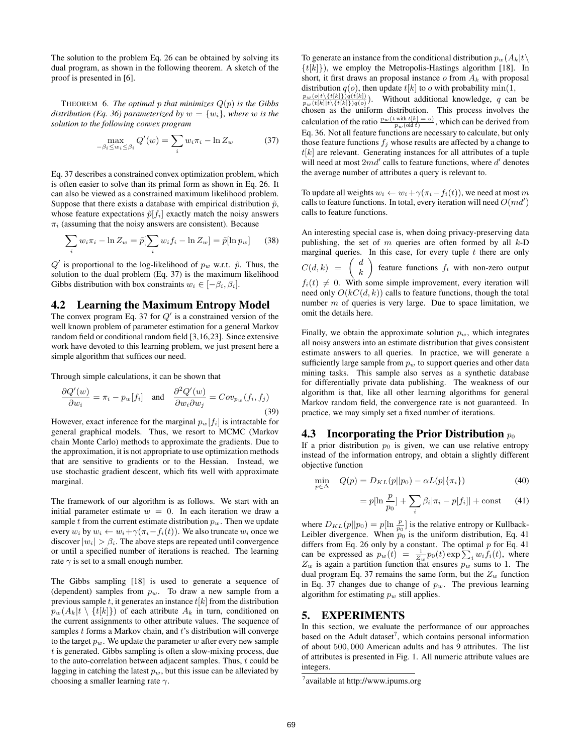The solution to the problem Eq. 26 can be obtained by solving its dual program, as shown in the following theorem. A sketch of the proof is presented in [6].

THEOREM 6. *The optimal $p$ that minimizes $Q(p)$ is the Gibbs distribution (Eq. 36) parameterized by $w = \{w_i\}$, where $w$ is the solution to the following convex program*

$$\max_{-\beta_i \le w_i \le \beta_i} Q'(w) = \sum_i w_i \pi_i - \ln Z_w \tag{37}$$

Eq. 37 describes a constrained convex optimization problem, which is often easier to solve than its primal form as shown in Eq. 26. It can also be viewed as a constrained maximum likelihood problem. Suppose that there exists a database with empirical distribution $\tilde{p}$, whose feature expectations $\tilde{p}[f_i]$ exactly match the noisy answers $\pi_i$ (assuming that the noisy answers are consistent). Because

$$\sum_i w_i \pi_i - \ln Z_w = \tilde{p}[\sum_i w_i f_i - \ln Z_w] = \tilde{p}[\ln p_w] \tag{38}$$

$Q'$ is proportional to the log-likelihood of $p_w$ w.r.t. $\tilde{p}$. Thus, the solution to the dual problem (Eq. 37) is the maximum likelihood Gibbs distribution with box constraints $w_i \in [-\beta_i, \beta_i]$.

## 4.2 Learning the Maximum Entropy Model

The convex program Eq. 37 for $Q'$ is a constrained version of the well known problem of parameter estimation for a general Markov random field or conditional random field [3,16,23]. Since extensive work have devoted to this learning problem, we just present here a simple algorithm that suffices our need.

Through simple calculations, it can be shown that

$$\frac{\partial Q'(w)}{\partial w_i} = \pi_i - p_w[f_i] \quad \text{and} \quad \frac{\partial^2 Q'(w)}{\partial w_i \partial w_j} = Cov_{p_w}(f_i, f_j) \tag{39}$$

However, exact inference for the marginal $p_w[f_i]$ is intractable for general graphical models. Thus, we resort to MCMC (Markov chain Monte Carlo) methods to approximate the gradients. Due to the approximation, it is not appropriate to use optimization methods that are sensitive to gradients or to the Hessian. Instead, we use stochastic gradient descent, which fits well with approximate marginal.

The framework of our algorithm is as follows. We start with an initial parameter estimate $w = 0$. In each iteration we draw a sample $t$ from the current estimate distribution $p_w$. Then we update every $w_i$ by $w_i \leftarrow w_i + \gamma(\pi_i - f_i(t))$. We also truncate $w_i$ once we discover $|w_i| > \beta_i$. The above steps are repeated until convergence or until a specified number of iterations is reached. The learning rate $\gamma$ is set to a small enough number.

The Gibbs sampling [18] is used to generate a sequence of (dependent) samples from $p_w$. To draw a new sample from a previous sample $t$, it generates an instance $t[k]$ from the distribution $p_w(A_k | t \setminus \{t[k]\})$ of each attribute $A_k$ in turn, conditioned on the current assignments to other attribute values. The sequence of samples $t$ forms a Markov chain, and $t$'s distribution will converge to the target $p_w$. We update the parameter $w$ after every new sample $t$ is generated. Gibbs sampling is often a slow-mixing process, due to the auto-correlation between adjacent samples. Thus, $t$ could be lagging in catching the latest $p_w$, but this issue can be alleviated by choosing a smaller learning rate $\gamma$.

To generate an instance from the conditional distribution $p_w(A_k | t \setminus \{t[k]\})$, we employ the Metropolis-Hastings algorithm [18]. In short, it first draws an proposal instance $o$ from $A_k$ with proposal distribution $q(o)$, then update $t[k]$ to $o$ with probability $\min(1, \frac{p_w(o | t \setminus \{t[k]\}) q(t[k])}{p_w(t[k] | t \setminus \{t[k]\}) q(o)})$. Without additional knowledge, $q$ can be chosen as the uniform distribution. This process involves the calculation of the ratio $\frac{p_w(t \text{ with } t[k] = o)}{p_w(\text{old } t)}$, which can be derived from Eq. 36. Not all feature functions are necessary to calculate, but only those feature functions $f_j$ whose results are affected by a change to $t[k]$ are relevant. Generating instances for all attributes of a tuple will need at most $2md'$ calls to feature functions, where $d'$ denotes the average number of attributes a query is relevant to.

To update all weights $w_i \leftarrow w_i + \gamma(\pi_i - f_i(t))$, we need at most $m$ calls to feature functions. In total, every iteration will need $O(md')$ calls to feature functions.

An interesting special case is, when doing privacy-preserving data publishing, the set of $m$ queries are often formed by all $k$-D marginal queries. In this case, for every tuple $t$ there are only $C(d,k) = \binom{d}{k}$ feature functions $f_i$ with non-zero output $f_i(t) \neq 0$. With some simple improvement, every iteration will need only $O(kC(d,k))$ calls to feature functions, though the total number $m$ of queries is very large. Due to space limitation, we omit the details here.

Finally, we obtain the approximate solution $p_w$, which integrates all noisy answers into an estimate distribution that gives consistent estimate answers to all queries. In practice, we will generate a sufficiently large sample from $p_w$ to support queries and other data mining tasks. This sample also serves as a synthetic database for differentially private data publishing. The weakness of our algorithm is that, like all other learning algorithms for general Markov random field, the convergence rate is not guaranteed. In practice, we may simply set a fixed number of iterations.

## 4.3 Incorporating the Prior Distribution $p_0$

If a prior distribution $p_0$ is given, we can use relative entropy instead of the information entropy, and obtain a slightly different objective function

$$\min_{p \in \Delta} \quad Q(p) = D_{KL}(p || p_0) - \alpha L(p | \{\pi_i\}) \tag{40}$$

$$= p[\ln \frac{p}{p_0}] + \sum_i \beta_i |\pi_i - p[f_i]| + \text{const} \tag{41}$$

where $D_{KL}(p||p_0) = p[\ln \frac{p}{p_0}]$ is the relative entropy or Kullback-Leibler divergence. When $p_0$ is the uniform distribution, Eq. 41 differs from Eq. 26 only by a constant. The optimal $p$ for Eq. 41 can be expressed as $p_w(t) = \frac{1}{Z_w} p_0(t) \exp \sum_i w_i f_i(t)$, where $Z_w$ is again a partition function that ensures $p_w$ sums to 1. The dual program Eq. 37 remains the same form, but the $Z_w$ function in Eq. 37 changes due to change of $p_w$. The previous learning algorithm for estimating $p_w$ still applies.

# 5. EXPERIMENTS

In this section, we evaluate the performance of our approaches based on the Adult dataset[7], which contains personal information of about 500,000 American adults and has 9 attributes. The list of attributes is presented in Fig. 1. All numeric attribute values are integers.

[7] available at http://www.ipums.org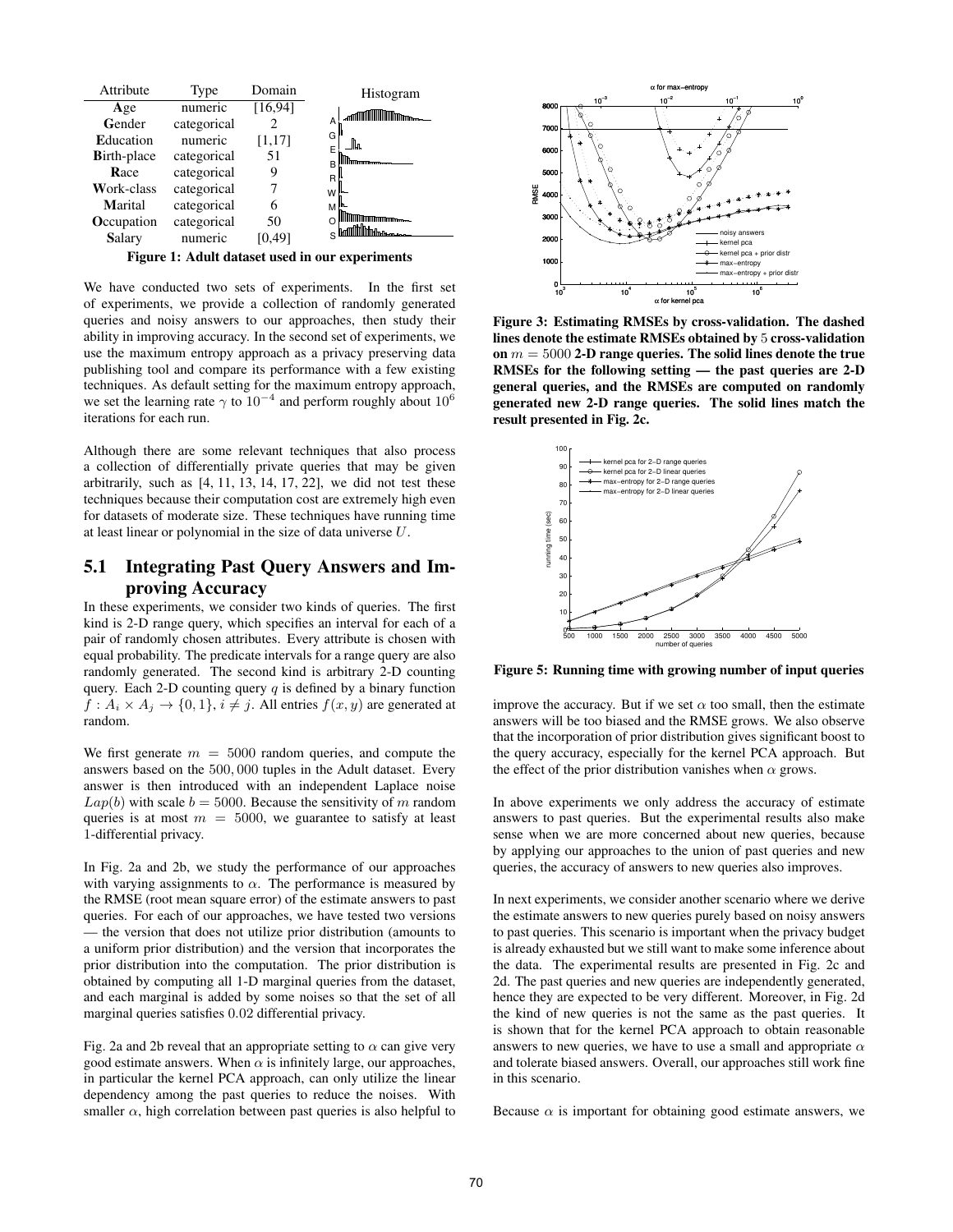| Attribute | Type | Domain | Histogram |
| --- | --- | --- | --- |
| **A**ge | numeric | [16,94] | A |
| **G**ender | categorical | 2 | G |
| **E**ducation | numeric | [1,17] | E |
| **B**irth-place | categorical | 51 | B |
| **R**ace | categorical | 9 | R |
| **W**ork-class | categorical | 7 | W |
| **M**arital | categorical | 6 | M |
| **O**ccupation | categorical | 50 | O |
| **S**alary | numeric | [0,49] | S |

**Figure 1: Adult dataset used in our experiments**

We have conducted two sets of experiments. In the first set of experiments, we provide a collection of randomly generated queries and noisy answers to our approaches, then study their ability in improving accuracy. In the second set of experiments, we use the maximum entropy approach as a privacy preserving data publishing tool and compare its performance with a few existing techniques. As default setting for the maximum entropy approach, we set the learning rate $\gamma$ to $10^{-4}$ and perform roughly about $10^6$ iterations for each run.

Although there are some relevant techniques that also process a collection of differentially private queries that may be given arbitrarily, such as [4, 11, 13, 14, 17, 22], we did not test these techniques because their computation cost are extremely high even for datasets of moderate size. These techniques have running time at least linear or polynomial in the size of data universe $U$.

## 5.1 Integrating Past Query Answers and Improving Accuracy

In these experiments, we consider two kinds of queries. The first kind is 2-D range query, which specifies an interval for each of a pair of randomly chosen attributes. Every attribute is chosen with equal probability. The predicate intervals for a range query are also randomly generated. The second kind is arbitrary 2-D counting query. Each 2-D counting query $q$ is defined by a binary function $f : A_i \times A_j \to \{0, 1\}, i \neq j$. All entries $f(x, y)$ are generated at random.

We first generate $m = 5000$ random queries, and compute the answers based on the $500,000$ tuples in the Adult dataset. Every answer is then introduced with an independent Laplace noise $Lap(b)$ with scale $b = 5000$. Because the sensitivity of $m$ random queries is at most $m = 5000$, we guarantee to satisfy at least 1-differential privacy.

In Fig. 2a and 2b, we study the performance of our approaches with varying assignments to $\alpha$. The performance is measured by the RMSE (root mean square error) of the estimate answers to past queries. For each of our approaches, we have tested two versions — the version that does not utilize prior distribution (amounts to a uniform prior distribution) and the version that incorporates the prior distribution into the computation. The prior distribution is obtained by computing all 1-D marginal queries from the dataset, and each marginal is added by some noises so that the set of all marginal queries satisfies $0.02$ differential privacy.

Fig. 2a and 2b reveal that an appropriate setting to $\alpha$ can give very good estimate answers. When $\alpha$ is infinitely large, our approaches, in particular the kernel PCA approach, can only utilize the linear dependency among the past queries to reduce the noises. With smaller $\alpha$, high correlation between past queries is also helpful to improve the accuracy. But if we set $\alpha$ too small, then the estimate answers will be too biased and the RMSE grows. We also observe that the incorporation of prior distribution gives significant boost to the query accuracy, especially for the kernel PCA approach. But the effect of the prior distribution vanishes when $\alpha$ grows.

**Figure 3: Estimating RMSEs by cross-validation. The dashed lines denote the estimate RMSEs obtained by 5 cross-validation on $m = 5000$ 2-D range queries. The solid lines denote the true RMSEs for the following setting — the past queries are 2-D general queries, and the RMSEs are computed on randomly generated new 2-D range queries. The solid lines match the result presented in Fig. 2c.**

**Figure 5: Running time with growing number of input queries**

In above experiments we only address the accuracy of estimate answers to past queries. But the experimental results also make sense when we are more concerned about new queries, because by applying our approaches to the union of past queries and new queries, the accuracy of answers to new queries also improves.

In next experiments, we consider another scenario where we derive the estimate answers to new queries purely based on noisy answers to past queries. This scenario is important when the privacy budget is already exhausted but we still want to make some inference about the data. The experimental results are presented in Fig. 2c and 2d. The past queries and new queries are independently generated, hence they are expected to be very different. Moreover, in Fig. 2d the kind of new queries is not the same as the past queries. It is shown that for the kernel PCA approach to obtain reasonable answers to new queries, we have to use a small and appropriate $\alpha$ and tolerate biased answers. Overall, our approaches still work fine in this scenario.

Because $\alpha$ is important for obtaining good estimate answers, we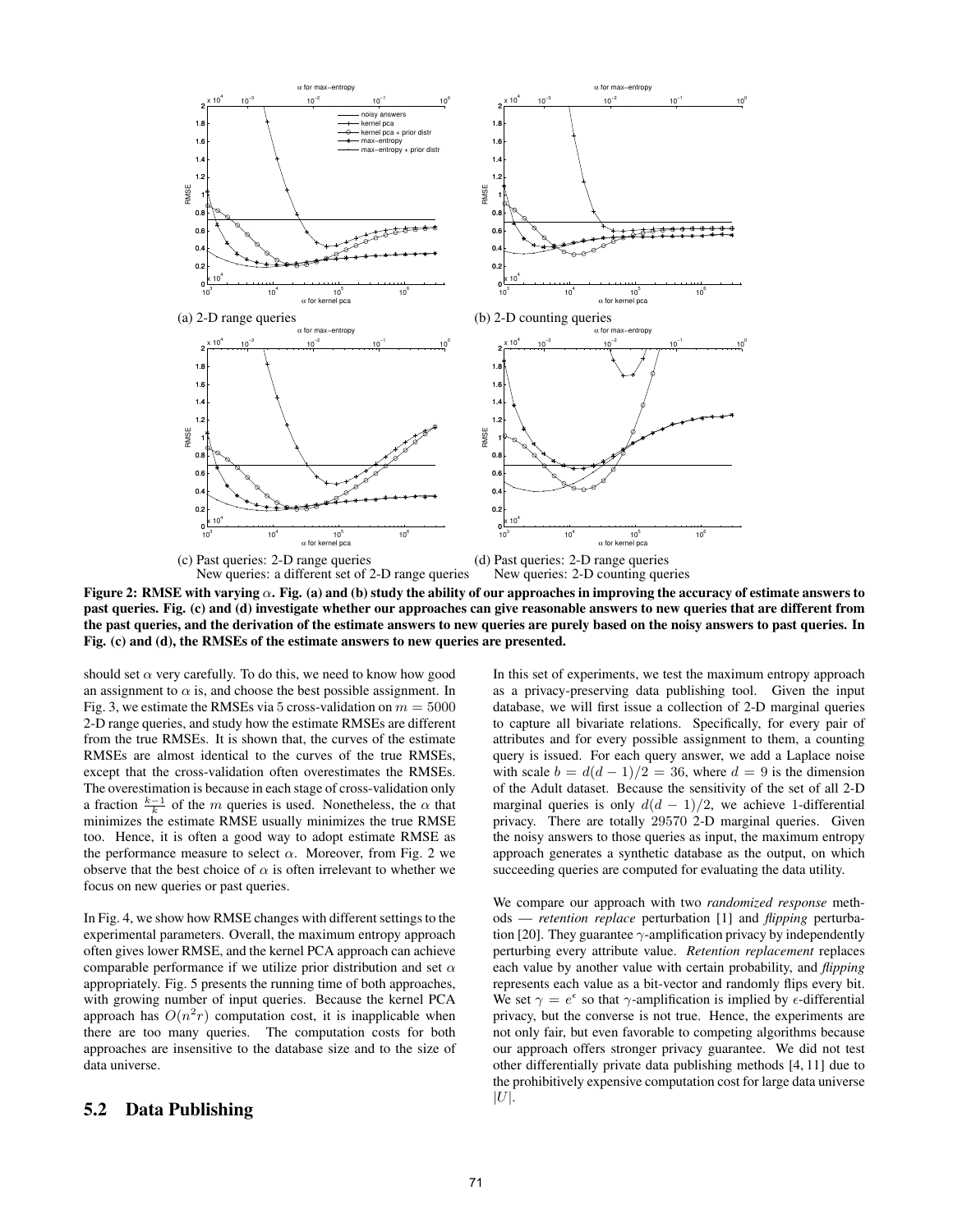(a) 2-D range queries

(b) 2-D counting queries

(c) Past queries: 2-D range queries
New queries: a different set of 2-D range queries

(d) Past queries: 2-D range queries
New queries: 2-D counting queries

**Figure 2: RMSE with varying $\alpha$. Fig. (a) and (b) study the ability of our approaches in improving the accuracy of estimate answers to past queries. Fig. (c) and (d) investigate whether our approaches can give reasonable answers to new queries that are different from the past queries, and the derivation of the estimate answers to new queries are purely based on the noisy answers to past queries. In Fig. (c) and (d), the RMSEs of the estimate answers to new queries are presented.**

should set $\alpha$ very carefully. To do this, we need to know how good an assignment to $\alpha$ is, and choose the best possible assignment. In Fig. 3, we estimate the RMSEs via 5 cross-validation on $m = 5000$ 2-D range queries, and study how the estimate RMSEs are different from the true RMSEs. It is shown that, the curves of the estimate RMSEs are almost identical to the curves of the true RMSEs, except that the cross-validation often overestimates the RMSEs. The overestimation is because in each stage of cross-validation only a fraction $\frac{k-1}{k}$ of the $m$ queries is used. Nonetheless, the $\alpha$ that minimizes the estimate RMSE usually minimizes the true RMSE too. Hence, it is often a good way to adopt estimate RMSE as the performance measure to select $\alpha$. Moreover, from Fig. 2 we observe that the best choice of $\alpha$ is often irrelevant to whether we focus on new queries or past queries.

In Fig. 4, we show how RMSE changes with different settings to the experimental parameters. Overall, the maximum entropy approach often gives lower RMSE, and the kernel PCA approach can achieve comparable performance if we utilize prior distribution and set $\alpha$ appropriately. Fig. 5 presents the running time of both approaches, with growing number of input queries. Because the kernel PCA approach has $O(n^2 r)$ computation cost, it is inapplicable when there are too many queries. The computation costs for both approaches are insensitive to the database size and to the size of data universe.

## 5.2 Data Publishing

In this set of experiments, we test the maximum entropy approach as a privacy-preserving data publishing tool. Given the input database, we will first issue a collection of 2-D marginal queries to capture all bivariate relations. Specifically, for every pair of attributes and for every possible assignment to them, a counting query is issued. For each query answer, we add a Laplace noise with scale $b = d(d-1)/2 = 36$, where $d = 9$ is the dimension of the Adult dataset. Because the sensitivity of the set of all 2-D marginal queries is only $d(d-1)/2$, we achieve 1-differential privacy. There are totally 29570 2-D marginal queries. Given the noisy answers to those queries as input, the maximum entropy approach generates a synthetic database as the output, on which succeeding queries are computed for evaluating the data utility.

We compare our approach with two *randomized response* methods — *retention replace* perturbation [1] and *flipping* perturbation [20]. They guarantee $\gamma$-amplification privacy by independently perturbing every attribute value. *Retention replacement* replaces each value by another value with certain probability, and *flipping* represents each value as a bit-vector and randomly flips every bit. We set $\gamma = e^{\epsilon}$ so that $\gamma$-amplification is implied by $\epsilon$-differential privacy, but the converse is not true. Hence, the experiments are not only fair, but even favorable to competing algorithms because our approach offers stronger privacy guarantee. We did not test other differentially private data publishing methods [4, 11] due to the prohibitively expensive computation cost for large data universe $|U|$.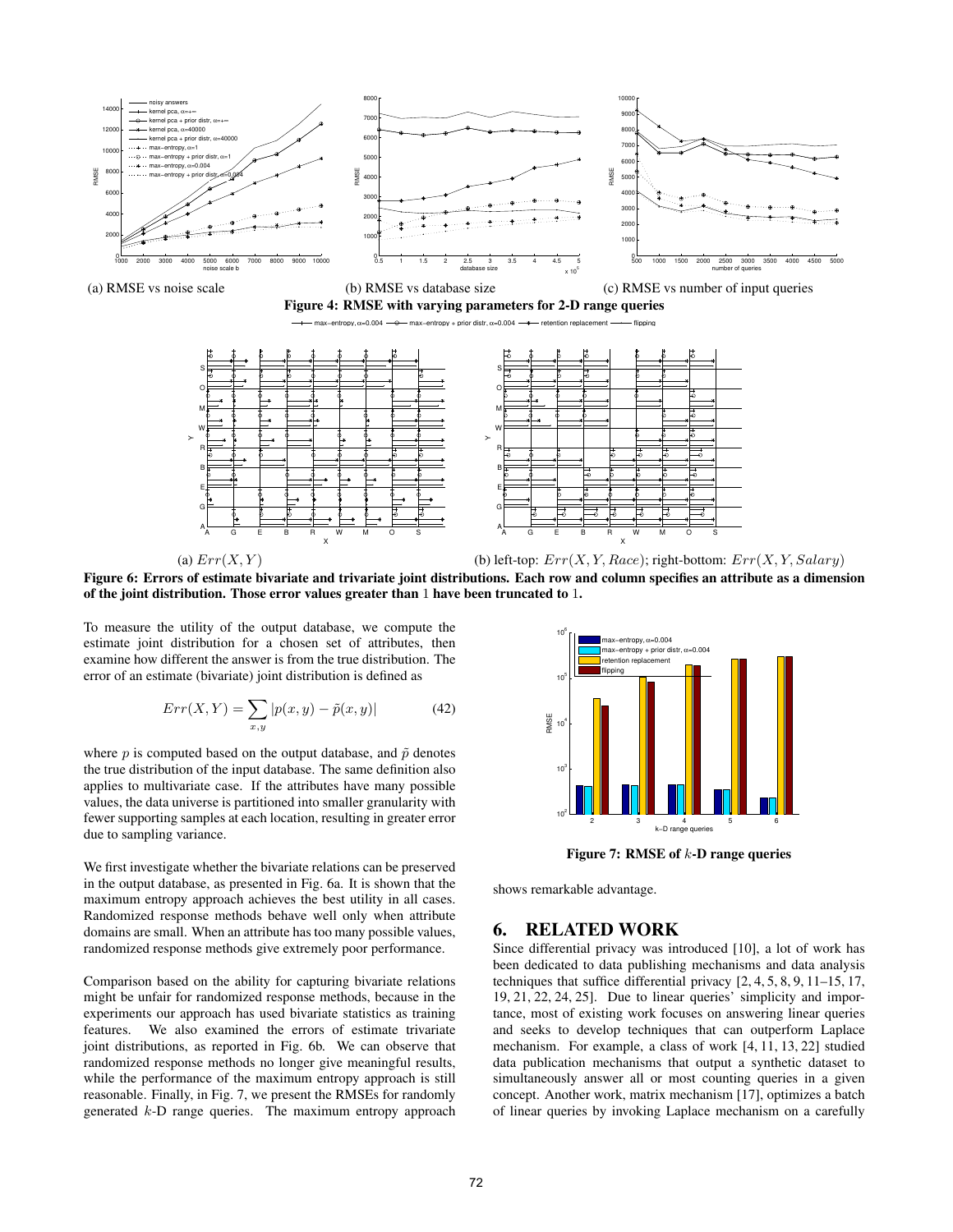(a) RMSE vs noise scale

(b) RMSE vs database size

(c) RMSE vs number of input queries

**Figure 4: RMSE with varying parameters for 2-D range queries**

(a) $Err(X, Y)$

(b) left-top: $Err(X, Y, Race)$; right-bottom: $Err(X, Y, Salary)$

**Figure 6: Errors of estimate bivariate and trivariate joint distributions. Each row and column specifies an attribute as a dimension of the joint distribution. Those error values greater than 1 have been truncated to 1.**

To measure the utility of the output database, we compute the estimate joint distribution for a chosen set of attributes, then examine how different the answer is from the true distribution. The error of an estimate (bivariate) joint distribution is defined as

$$Err(X, Y) = \sum_{x,y} |p(x, y) - \tilde{p}(x, y)| \quad (42)$$

where $p$ is computed based on the output database, and $\tilde{p}$ denotes the true distribution of the input database. The same definition also applies to multivariate case. If the attributes have many possible values, the data universe is partitioned into smaller granularity with fewer supporting samples at each location, resulting in greater error due to sampling variance.

We first investigate whether the bivariate relations can be preserved in the output database, as presented in Fig. 6a. It is shown that the maximum entropy approach achieves the best utility in all cases. Randomized response methods behave well only when attribute domains are small. When an attribute has too many possible values, randomized response methods give extremely poor performance.

Comparison based on the ability for capturing bivariate relations might be unfair for randomized response methods, because in the experiments our approach has used bivariate statistics as training features. We also examined the errors of estimate trivariate joint distributions, as reported in Fig. 6b. We can observe that randomized response methods no longer give meaningful results, while the performance of the maximum entropy approach is still reasonable. Finally, in Fig. 7, we present the RMSEs for randomly generated $k$-D range queries. The maximum entropy approach shows remarkable advantage.

**Figure 7: RMSE of $k$-D range queries**

## 6. RELATED WORK

Since differential privacy was introduced [10], a lot of work has been dedicated to data publishing mechanisms and data analysis techniques that suffice differential privacy [2, 4, 5, 8, 9, 11–15, 17, 19, 21, 22, 24, 25]. Due to linear queries' simplicity and importance, most of existing work focuses on answering linear queries and seeks to develop techniques that can outperform Laplace mechanism. For example, a class of work [4, 11, 13, 22] studied data publication mechanisms that output a synthetic dataset to simultaneously answer all or most counting queries in a given concept. Another work, matrix mechanism [17], optimizes a batch of linear queries by invoking Laplace mechanism on a carefully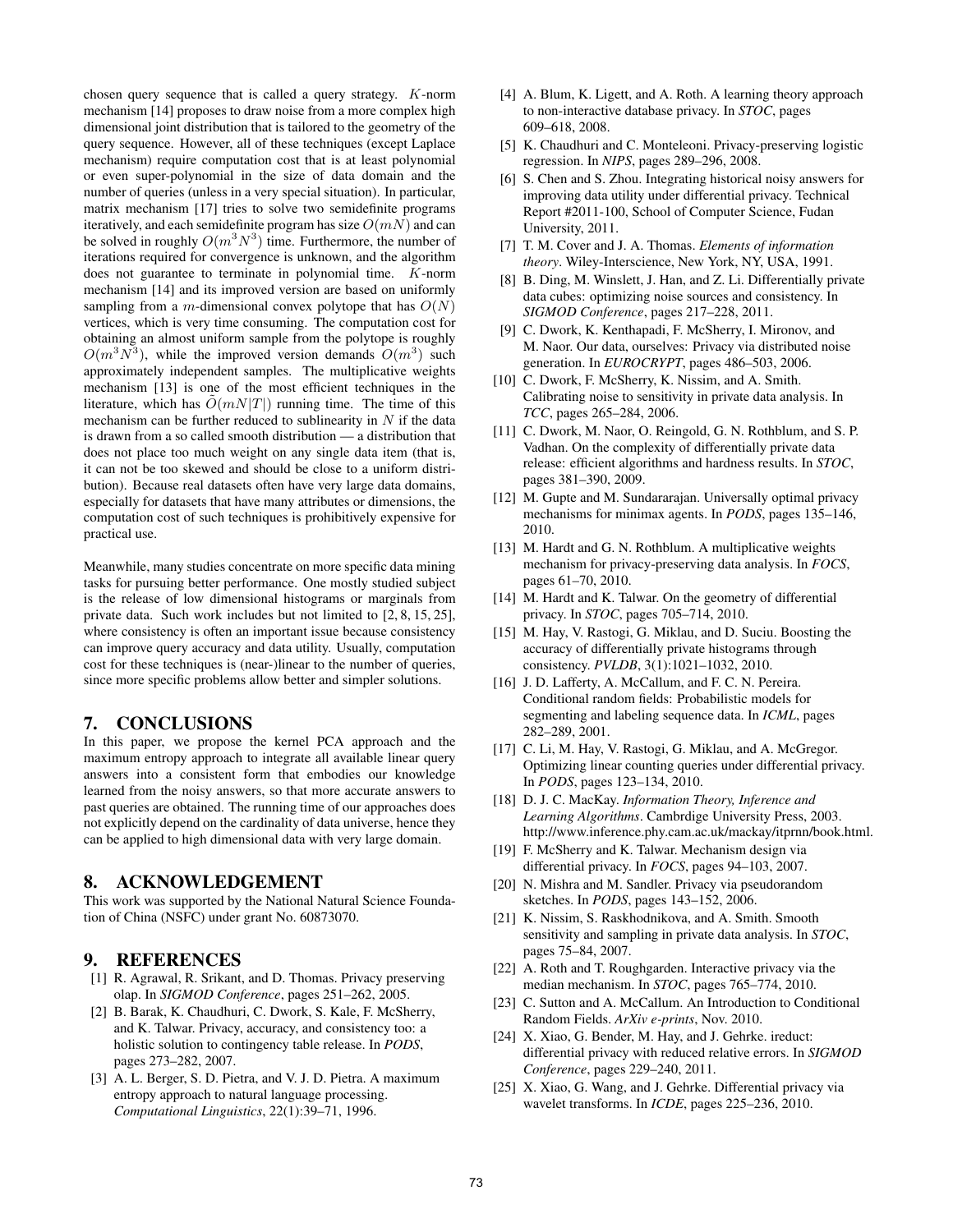chosen query sequence that is called a query strategy. $K$-norm mechanism [14] proposes to draw noise from a more complex high dimensional joint distribution that is tailored to the geometry of the query sequence. However, all of these techniques (except Laplace mechanism) require computation cost that is at least polynomial or even super-polynomial in the size of data domain and the number of queries (unless in a very special situation). In particular, matrix mechanism [17] tries to solve two semidefinite programs iteratively, and each semidefinite program has size $O(mN)$ and can be solved in roughly $O(m^3N^3)$ time. Furthermore, the number of iterations required for convergence is unknown, and the algorithm does not guarantee to terminate in polynomial time. $K$-norm mechanism [14] and its improved version are based on uniformly sampling from a $m$-dimensional convex polytope that has $O(N)$ vertices, which is very time consuming. The computation cost for obtaining an almost uniform sample from the polytope is roughly $O(m^3N^3)$, while the improved version demands $O(m^3)$ such approximately independent samples. The multiplicative weights mechanism [13] is one of the most efficient techniques in the literature, which has $\tilde{O}(mN|T|)$ running time. The time of this mechanism can be further reduced to sublinearity in $N$ if the data is drawn from a so called smooth distribution — a distribution that does not place too much weight on any single data item (that is, it can not be too skewed and should be close to a uniform distribution). Because real datasets often have very large data domains, especially for datasets that have many attributes or dimensions, the computation cost of such techniques is prohibitively expensive for practical use.

Meanwhile, many studies concentrate on more specific data mining tasks for pursuing better performance. One mostly studied subject is the release of low dimensional histograms or marginals from private data. Such work includes but not limited to [2, 8, 15, 25], where consistency is often an important issue because consistency can improve query accuracy and data utility. Usually, computation cost for these techniques is (near-)linear to the number of queries, since more specific problems allow better and simpler solutions.

## 7. CONCLUSIONS

In this paper, we propose the kernel PCA approach and the maximum entropy approach to integrate all available linear query answers into a consistent form that embodies our knowledge learned from the noisy answers, so that more accurate answers to past queries are obtained. The running time of our approaches does not explicitly depend on the cardinality of data universe, hence they can be applied to high dimensional data with very large domain.

## 8. ACKNOWLEDGEMENT

This work was supported by the National Natural Science Foundation of China (NSFC) under grant No. 60873070.

## 9. REFERENCES

[1] R. Agrawal, R. Srikant, and D. Thomas. Privacy preserving olap. In *SIGMOD Conference*, pages 251–262, 2005.

[2] B. Barak, K. Chaudhuri, C. Dwork, S. Kale, F. McSherry, and K. Talwar. Privacy, accuracy, and consistency too: a holistic solution to contingency table release. In *PODS*, pages 273–282, 2007.

[3] A. L. Berger, S. D. Pietra, and V. J. D. Pietra. A maximum entropy approach to natural language processing. *Computational Linguistics*, 22(1):39–71, 1996.

[4] A. Blum, K. Ligett, and A. Roth. A learning theory approach to non-interactive database privacy. In *STOC*, pages 609–618, 2008.

[5] K. Chaudhuri and C. Monteleoni. Privacy-preserving logistic regression. In *NIPS*, pages 289–296, 2008.

[6] S. Chen and S. Zhou. Integrating historical noisy answers for improving data utility under differential privacy. Technical Report #2011-100, School of Computer Science, Fudan University, 2011.

[7] T. M. Cover and J. A. Thomas. *Elements of information theory*. Wiley-Interscience, New York, NY, USA, 1991.

[8] B. Ding, M. Winslett, J. Han, and Z. Li. Differentially private data cubes: optimizing noise sources and consistency. In *SIGMOD Conference*, pages 217–228, 2011.

[9] C. Dwork, K. Kenthapadi, F. McSherry, I. Mironov, and M. Naor. Our data, ourselves: Privacy via distributed noise generation. In *EUROCRYPT*, pages 486–503, 2006.

[10] C. Dwork, F. McSherry, K. Nissim, and A. Smith. Calibrating noise to sensitivity in private data analysis. In *TCC*, pages 265–284, 2006.

[11] C. Dwork, M. Naor, O. Reingold, G. N. Rothblum, and S. P. Vadhan. On the complexity of differentially private data release: efficient algorithms and hardness results. In *STOC*, pages 381–390, 2009.

[12] M. Gupte and M. Sundararajan. Universally optimal privacy mechanisms for minimax agents. In *PODS*, pages 135–146, 2010.

[13] M. Hardt and G. N. Rothblum. A multiplicative weights mechanism for privacy-preserving data analysis. In *FOCS*, pages 61–70, 2010.

[14] M. Hardt and K. Talwar. On the geometry of differential privacy. In *STOC*, pages 705–714, 2010.

[15] M. Hay, V. Rastogi, G. Miklau, and D. Suciu. Boosting the accuracy of differentially private histograms through consistency. *PVLDB*, 3(1):1021–1032, 2010.

[16] J. D. Lafferty, A. McCallum, and F. C. N. Pereira. Conditional random fields: Probabilistic models for segmenting and labeling sequence data. In *ICML*, pages 282–289, 2001.

[17] C. Li, M. Hay, V. Rastogi, G. Miklau, and A. McGregor. Optimizing linear counting queries under differential privacy. In *PODS*, pages 123–134, 2010.

[18] D. J. C. MacKay. *Information Theory, Inference and Learning Algorithms*. Cambrdige University Press, 2003. http://www.inference.phy.cam.ac.uk/mackay/itprnn/book.html.

[19] F. McSherry and K. Talwar. Mechanism design via differential privacy. In *FOCS*, pages 94–103, 2007.

[20] N. Mishra and M. Sandler. Privacy via pseudorandom sketches. In *PODS*, pages 143–152, 2006.

[21] K. Nissim, S. Raskhodnikova, and A. Smith. Smooth sensitivity and sampling in private data analysis. In *STOC*, pages 75–84, 2007.

[22] A. Roth and T. Roughgarden. Interactive privacy via the median mechanism. In *STOC*, pages 765–774, 2010.

[23] C. Sutton and A. McCallum. An Introduction to Conditional Random Fields. *ArXiv e-prints*, Nov. 2010.

[24] X. Xiao, G. Bender, M. Hay, and J. Gehrke. ireduct: differential privacy with reduced relative errors. In *SIGMOD Conference*, pages 229–240, 2011.

[25] X. Xiao, G. Wang, and J. Gehrke. Differential privacy via wavelet transforms. In *ICDE*, pages 225–236, 2010.